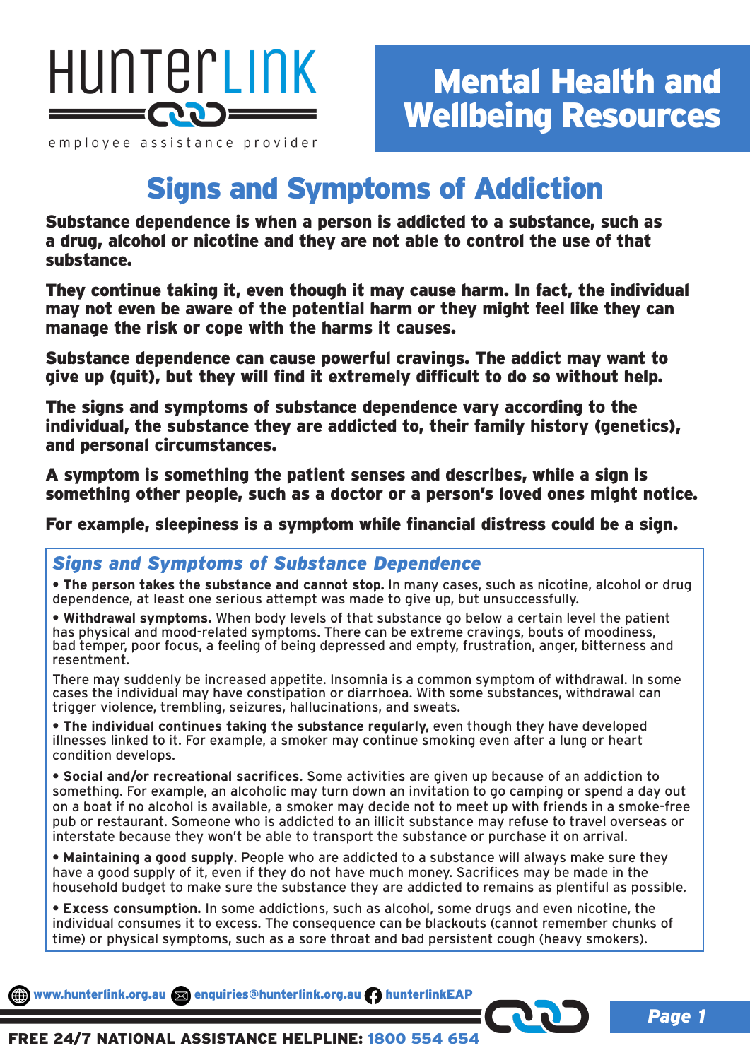HunterLink

employee assistance provider

# Mental Health and Wellbeing Resources

## Signs and Symptoms of Addiction

**Substance dependence is when a person is addicted to a substance, such as a drug, alcohol or nicotine and they are not able to control the use of that substance.**

**They continue taking it, even though it may cause harm. In fact, the individual may not even be aware of the potential harm or they might feel like they can manage the risk or cope with the harms it causes.**

**Substance dependence can cause powerful cravings. The addict may want to give up (quit), but they will find it extremely difficult to do so without help.**

**The signs and symptoms of substance dependence vary according to the individual, the substance they are addicted to, their family history (genetics), and personal circumstances.**

**A symptom is something the patient senses and describes, while a sign is something other people, such as a doctor or a person's loved ones might notice.**

**For example, sleepiness is a symptom while financial distress could be a sign.**

### *Signs and Symptoms of Substance Dependence*

- **The person takes the substance and cannot stop.** In many cases, such as nicotine, alcohol or drug dependence, at least one serious attempt was made to give up, but unsuccessfully.
- **Withdrawal symptoms.** When body levels of that substance go below a certain level the patient has physical and mood-related symptoms. There can be extreme cravings, bouts of moodiness, bad temper, poor focus, a feeling of being depressed and empty, frustration, anger, bitterness and resentment.

  There may suddenly be increased appetite. Insomnia is a common symptom of withdrawal. In some cases the individual may have constipation or diarrhoea. With some substances, withdrawal can trigger violence, trembling, seizures, hallucinations, and sweats.
- **The individual continues taking the substance regularly,** even though they have developed illnesses linked to it. For example, a smoker may continue smoking even after a lung or heart condition develops.
- **Social and/or recreational sacrifices**. Some activities are given up because of an addiction to something. For example, an alcoholic may turn down an invitation to go camping or spend a day out on a boat if no alcohol is available, a smoker may decide not to meet up with friends in a smoke-free pub or restaurant. Someone who is addicted to an illicit substance may refuse to travel overseas or interstate because they won't be able to transport the substance or purchase it on arrival.
- **Maintaining a good supply**. People who are addicted to a substance will always make sure they have a good supply of it, even if they do not have much money. Sacrifices may be made in the household budget to make sure the substance they are addicted to remains as plentiful as possible.
- **Excess consumption.** In some addictions, such as alcohol, some drugs and even nicotine, the individual consumes it to excess. The consequence can be blackouts (cannot remember chunks of time) or physical symptoms, such as a sore throat and bad persistent cough (heavy smokers).

www.hunterlink.org.au enquiries@hunterlink.org.au hunterlinkEAP

**FREE 24/7 NATIONAL ASSISTANCE HELPLINE: 1800 554 654**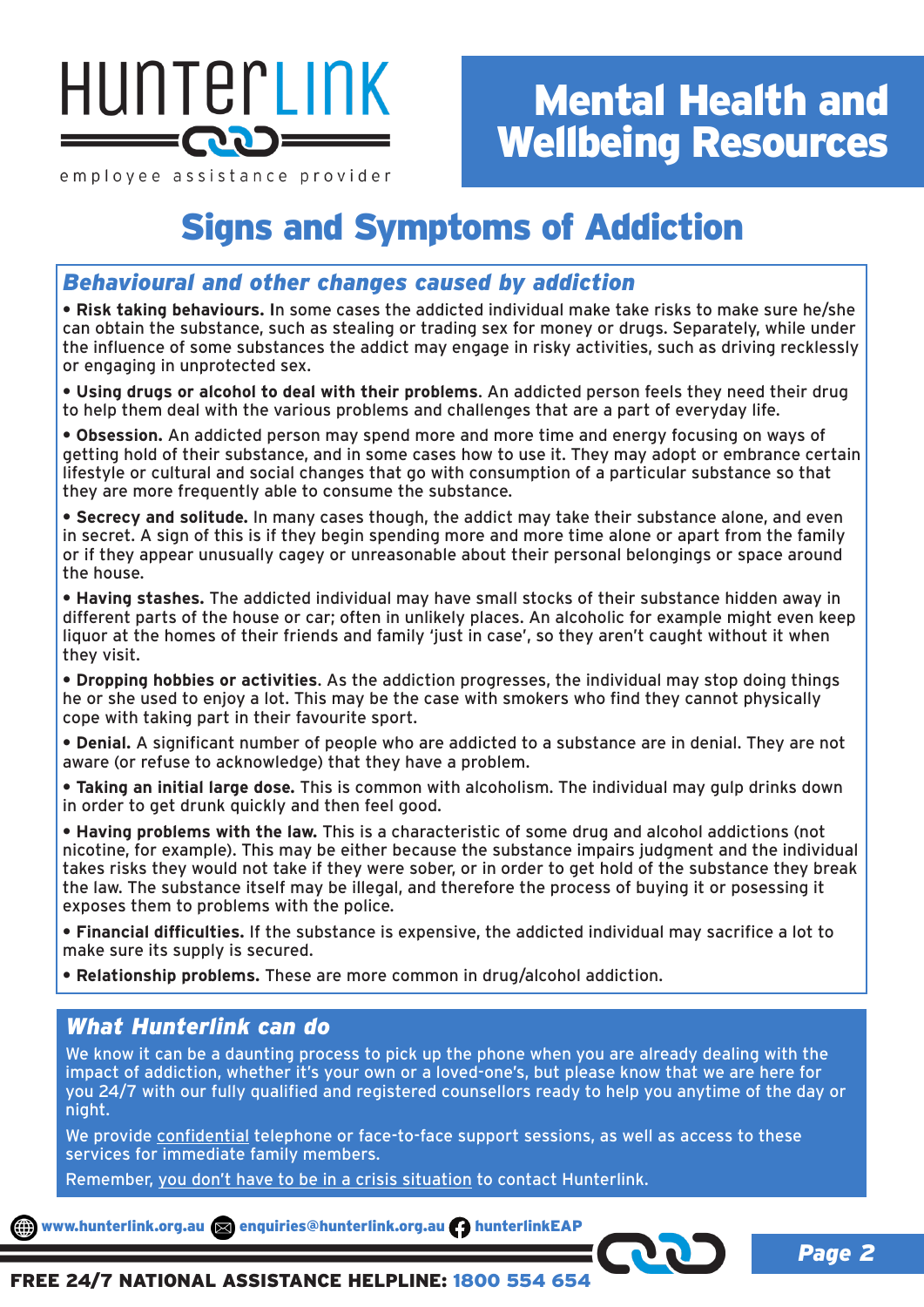# Mental Health and Wellbeing Resources

## Signs and Symptoms of Addiction

### *Behavioural and other changes caused by addiction*

- **Risk taking behaviours.** In some cases the addicted individual make take risks to make sure he/she can obtain the substance, such as stealing or trading sex for money or drugs. Separately, while under the influence of some substances the addict may engage in risky activities, such as driving recklessly or engaging in unprotected sex.
- **Using drugs or alcohol to deal with their problems**. An addicted person feels they need their drug to help them deal with the various problems and challenges that are a part of everyday life.
- **Obsession.** An addicted person may spend more and more time and energy focusing on ways of getting hold of their substance, and in some cases how to use it. They may adopt or embrance certain lifestyle or cultural and social changes that go with consumption of a particular substance so that they are more frequently able to consume the substance.
- **Secrecy and solitude.** In many cases though, the addict may take their substance alone, and even in secret. A sign of this is if they begin spending more and more time alone or apart from the family or if they appear unusually cagey or unreasonable about their personal belongings or space around the house.
- **Having stashes.** The addicted individual may have small stocks of their substance hidden away in different parts of the house or car; often in unlikely places. An alcoholic for example might even keep liquor at the homes of their friends and family 'just in case', so they aren't caught without it when they visit.
- **Dropping hobbies or activities**. As the addiction progresses, the individual may stop doing things he or she used to enjoy a lot. This may be the case with smokers who find they cannot physically cope with taking part in their favourite sport.
- **Denial.** A significant number of people who are addicted to a substance are in denial. They are not aware (or refuse to acknowledge) that they have a problem.
- **Taking an initial large dose.** This is common with alcoholism. The individual may gulp drinks down in order to get drunk quickly and then feel good.
- **Having problems with the law.** This is a characteristic of some drug and alcohol addictions (not nicotine, for example). This may be either because the substance impairs judgment and the individual takes risks they would not take if they were sober, or in order to get hold of the substance they break the law. The substance itself may be illegal, and therefore the process of buying it or posessing it exposes them to problems with the police.
- **Financial difficulties.** If the substance is expensive, the addicted individual may sacrifice a lot to make sure its supply is secured.
- **Relationship problems.** These are more common in drug/alcohol addiction.

### *What Hunterlink can do*

We know it can be a daunting process to pick up the phone when you are already dealing with the impact of addiction, whether it's your own or a loved-one's, but please know that we are here for you 24/7 with our fully qualified and registered counsellors ready to help you anytime of the day or night.

We provide confidential telephone or face-to-face support sessions, as well as access to these services for immediate family members.

Remember, you don't have to be in a crisis situation to contact Hunterlink.

www.hunterlink.org.au enquiries@hunterlink.org.au hunterlinkEAP

**FREE 24/7 NATIONAL ASSISTANCE HELPLINE: 1800 554 654**